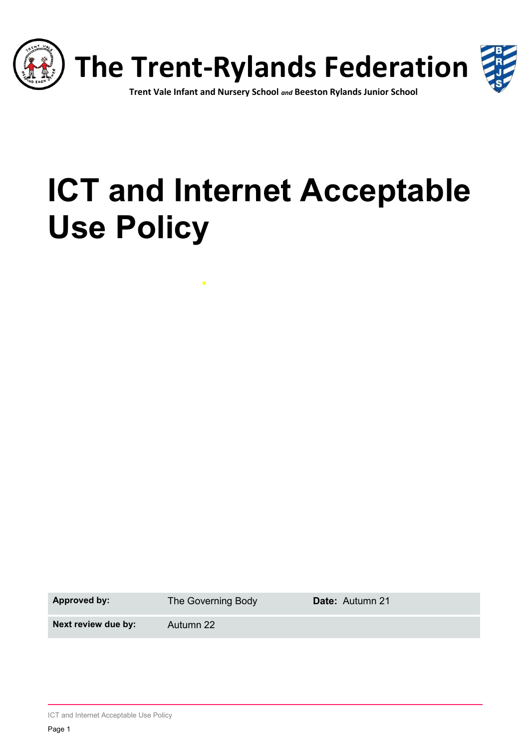# The Trent-Rylands Federation

**Trent Vale Infant and Nursery School** ***and*** **Beeston Rylands Junior School**

# ICT and Internet Acceptable Use Policy

| **Approved by:** | The Governing Body | **Date:** Autumn 21 |
| --- | --- | --- |
| **Next review due by:** | Autumn 22 | |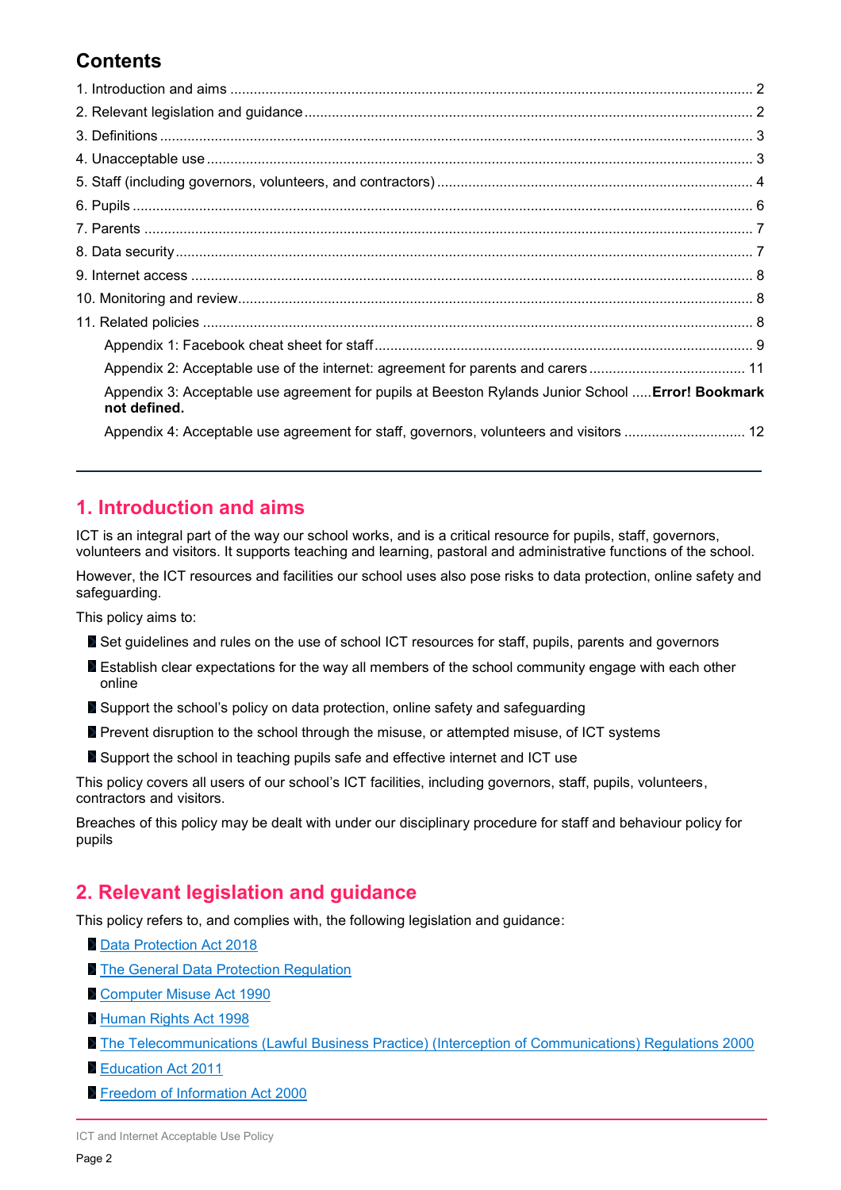## Contents

1. Introduction and aims ........................................................................................................ 2
2. Relevant legislation and guidance ....................................................................................... 2
3. Definitions ......................................................................................................................... 3
4. Unacceptable use ............................................................................................................... 3
5. Staff (including governors, volunteers, and contractors) ........................................................ 4
6. Pupils ................................................................................................................................ 6
7. Parents .............................................................................................................................. 7
8. Data security ...................................................................................................................... 7
9. Internet access ................................................................................................................... 8
10. Monitoring and review ....................................................................................................... 8
11. Related policies ................................................................................................................ 8

   Appendix 1: Facebook cheat sheet for staff ............................................................................ 9

   Appendix 2: Acceptable use of the internet: agreement for parents and carers ......................... 11

   Appendix 3: Acceptable use agreement for pupils at Beeston Rylands Junior School .....**Error! Bookmark not defined.**

   Appendix 4: Acceptable use agreement for staff, governors, volunteers and visitors ................ 12

## 1. Introduction and aims

ICT is an integral part of the way our school works, and is a critical resource for pupils, staff, governors, volunteers and visitors. It supports teaching and learning, pastoral and administrative functions of the school.

However, the ICT resources and facilities our school uses also pose risks to data protection, online safety and safeguarding.

This policy aims to:

- Set guidelines and rules on the use of school ICT resources for staff, pupils, parents and governors
- Establish clear expectations for the way all members of the school community engage with each other online
- Support the school's policy on data protection, online safety and safeguarding
- Prevent disruption to the school through the misuse, or attempted misuse, of ICT systems
- Support the school in teaching pupils safe and effective internet and ICT use

This policy covers all users of our school's ICT facilities, including governors, staff, pupils, volunteers, contractors and visitors.

Breaches of this policy may be dealt with under our disciplinary procedure for staff and behaviour policy for pupils

## 2. Relevant legislation and guidance

This policy refers to, and complies with, the following legislation and guidance:

- Data Protection Act 2018
- The General Data Protection Regulation
- Computer Misuse Act 1990
- Human Rights Act 1998
- The Telecommunications (Lawful Business Practice) (Interception of Communications) Regulations 2000
- Education Act 2011
- Freedom of Information Act 2000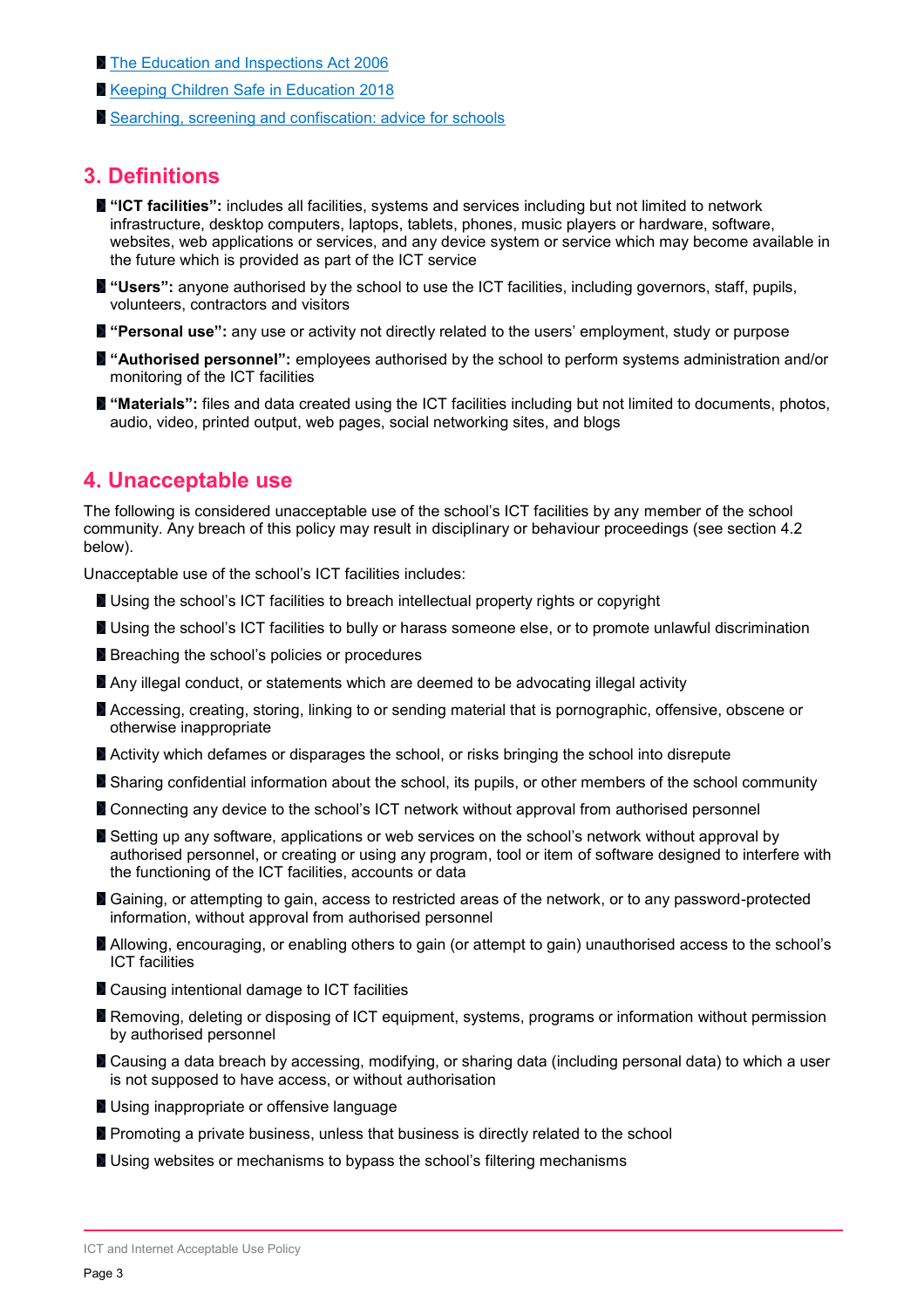- [The Education and Inspections Act 2006]()
- [Keeping Children Safe in Education 2018]()
- [Searching, screening and confiscation: advice for schools]()

## 3. Definitions

- **"ICT facilities":** includes all facilities, systems and services including but not limited to network infrastructure, desktop computers, laptops, tablets, phones, music players or hardware, software, websites, web applications or services, and any device system or service which may become available in the future which is provided as part of the ICT service
- **"Users":** anyone authorised by the school to use the ICT facilities, including governors, staff, pupils, volunteers, contractors and visitors
- **"Personal use":** any use or activity not directly related to the users' employment, study or purpose
- **"Authorised personnel":** employees authorised by the school to perform systems administration and/or monitoring of the ICT facilities
- **"Materials":** files and data created using the ICT facilities including but not limited to documents, photos, audio, video, printed output, web pages, social networking sites, and blogs

## 4. Unacceptable use

The following is considered unacceptable use of the school's ICT facilities by any member of the school community. Any breach of this policy may result in disciplinary or behaviour proceedings (see section 4.2 below).

Unacceptable use of the school's ICT facilities includes:

- Using the school's ICT facilities to breach intellectual property rights or copyright
- Using the school's ICT facilities to bully or harass someone else, or to promote unlawful discrimination
- Breaching the school's policies or procedures
- Any illegal conduct, or statements which are deemed to be advocating illegal activity
- Accessing, creating, storing, linking to or sending material that is pornographic, offensive, obscene or otherwise inappropriate
- Activity which defames or disparages the school, or risks bringing the school into disrepute
- Sharing confidential information about the school, its pupils, or other members of the school community
- Connecting any device to the school's ICT network without approval from authorised personnel
- Setting up any software, applications or web services on the school's network without approval by authorised personnel, or creating or using any program, tool or item of software designed to interfere with the functioning of the ICT facilities, accounts or data
- Gaining, or attempting to gain, access to restricted areas of the network, or to any password-protected information, without approval from authorised personnel
- Allowing, encouraging, or enabling others to gain (or attempt to gain) unauthorised access to the school's ICT facilities
- Causing intentional damage to ICT facilities
- Removing, deleting or disposing of ICT equipment, systems, programs or information without permission by authorised personnel
- Causing a data breach by accessing, modifying, or sharing data (including personal data) to which a user is not supposed to have access, or without authorisation
- Using inappropriate or offensive language
- Promoting a private business, unless that business is directly related to the school
- Using websites or mechanisms to bypass the school's filtering mechanisms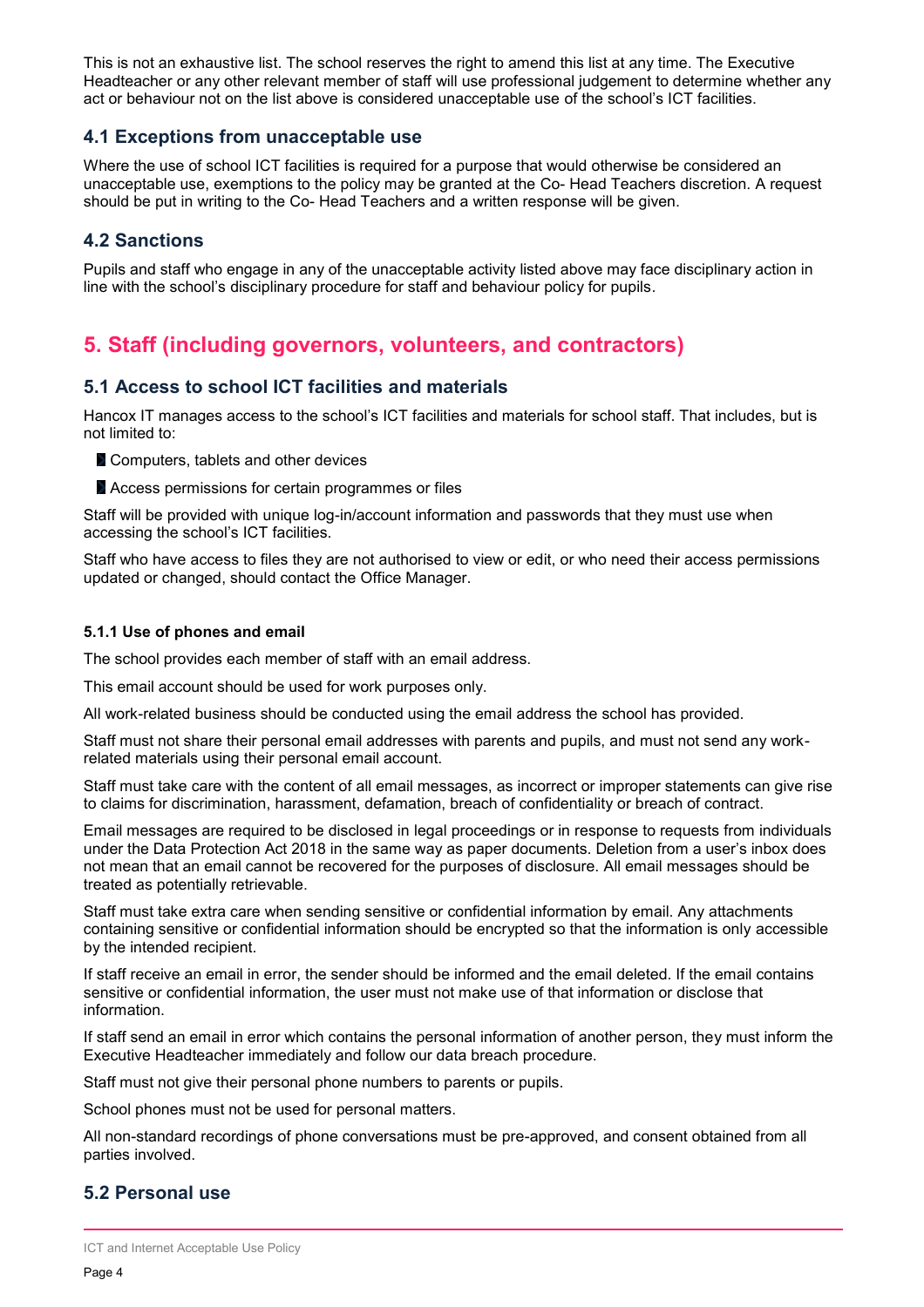This is not an exhaustive list. The school reserves the right to amend this list at any time. The Executive Headteacher or any other relevant member of staff will use professional judgement to determine whether any act or behaviour not on the list above is considered unacceptable use of the school's ICT facilities.

### 4.1 Exceptions from unacceptable use

Where the use of school ICT facilities is required for a purpose that would otherwise be considered an unacceptable use, exemptions to the policy may be granted at the Co- Head Teachers discretion. A request should be put in writing to the Co- Head Teachers and a written response will be given.

### 4.2 Sanctions

Pupils and staff who engage in any of the unacceptable activity listed above may face disciplinary action in line with the school's disciplinary procedure for staff and behaviour policy for pupils.

## 5. Staff (including governors, volunteers, and contractors)

### 5.1 Access to school ICT facilities and materials

Hancox IT manages access to the school's ICT facilities and materials for school staff. That includes, but is not limited to:

- Computers, tablets and other devices
- Access permissions for certain programmes or files

Staff will be provided with unique log-in/account information and passwords that they must use when accessing the school's ICT facilities.

Staff who have access to files they are not authorised to view or edit, or who need their access permissions updated or changed, should contact the Office Manager.

#### 5.1.1 Use of phones and email

The school provides each member of staff with an email address.

This email account should be used for work purposes only.

All work-related business should be conducted using the email address the school has provided.

Staff must not share their personal email addresses with parents and pupils, and must not send any work-related materials using their personal email account.

Staff must take care with the content of all email messages, as incorrect or improper statements can give rise to claims for discrimination, harassment, defamation, breach of confidentiality or breach of contract.

Email messages are required to be disclosed in legal proceedings or in response to requests from individuals under the Data Protection Act 2018 in the same way as paper documents. Deletion from a user's inbox does not mean that an email cannot be recovered for the purposes of disclosure. All email messages should be treated as potentially retrievable.

Staff must take extra care when sending sensitive or confidential information by email. Any attachments containing sensitive or confidential information should be encrypted so that the information is only accessible by the intended recipient.

If staff receive an email in error, the sender should be informed and the email deleted. If the email contains sensitive or confidential information, the user must not make use of that information or disclose that information.

If staff send an email in error which contains the personal information of another person, they must inform the Executive Headteacher immediately and follow our data breach procedure.

Staff must not give their personal phone numbers to parents or pupils.

School phones must not be used for personal matters.

All non-standard recordings of phone conversations must be pre-approved, and consent obtained from all parties involved.

### 5.2 Personal use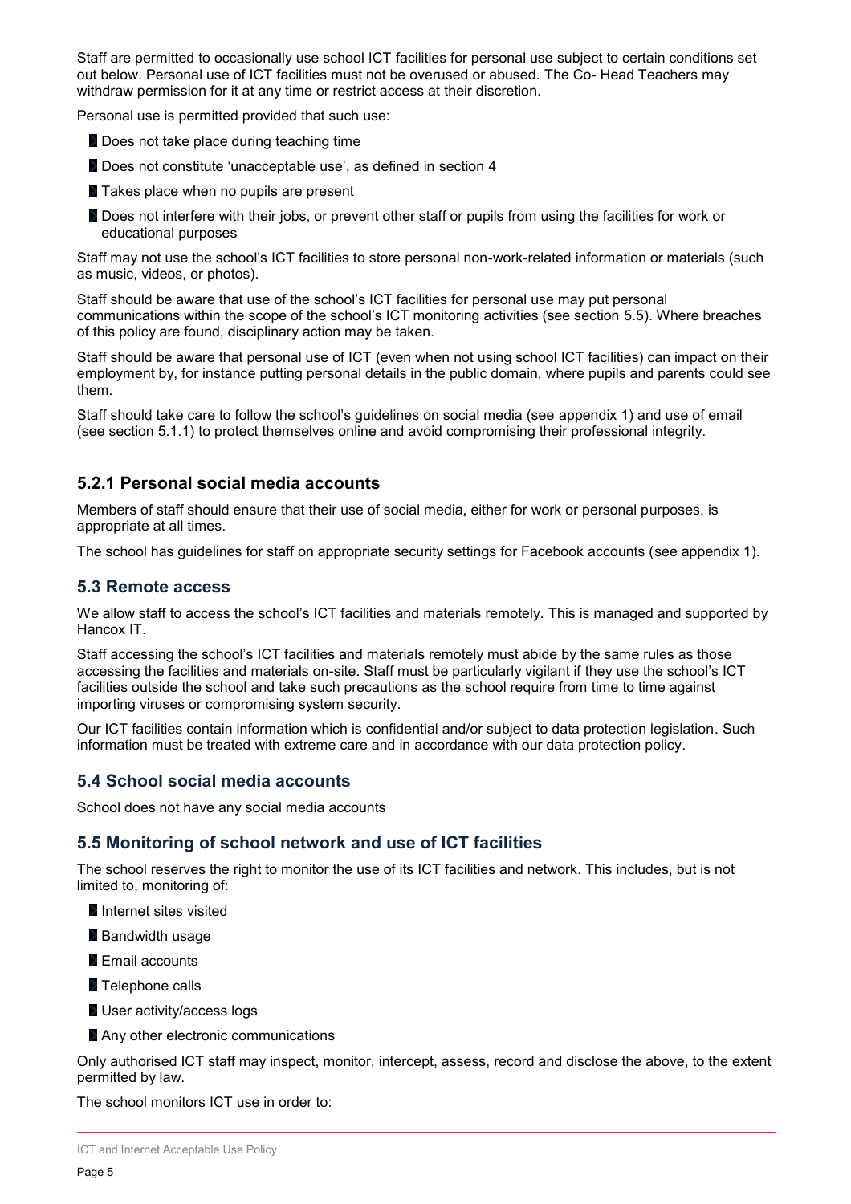Staff are permitted to occasionally use school ICT facilities for personal use subject to certain conditions set out below. Personal use of ICT facilities must not be overused or abused. The Co- Head Teachers may withdraw permission for it at any time or restrict access at their discretion.

Personal use is permitted provided that such use:

- Does not take place during teaching time
- Does not constitute 'unacceptable use', as defined in section 4
- Takes place when no pupils are present
- Does not interfere with their jobs, or prevent other staff or pupils from using the facilities for work or educational purposes

Staff may not use the school's ICT facilities to store personal non-work-related information or materials (such as music, videos, or photos).

Staff should be aware that use of the school's ICT facilities for personal use may put personal communications within the scope of the school's ICT monitoring activities (see section 5.5). Where breaches of this policy are found, disciplinary action may be taken.

Staff should be aware that personal use of ICT (even when not using school ICT facilities) can impact on their employment by, for instance putting personal details in the public domain, where pupils and parents could see them.

Staff should take care to follow the school's guidelines on social media (see appendix 1) and use of email (see section 5.1.1) to protect themselves online and avoid compromising their professional integrity.

### 5.2.1 Personal social media accounts

Members of staff should ensure that their use of social media, either for work or personal purposes, is appropriate at all times.

The school has guidelines for staff on appropriate security settings for Facebook accounts (see appendix 1).

## 5.3 Remote access

We allow staff to access the school's ICT facilities and materials remotely. This is managed and supported by Hancox IT.

Staff accessing the school's ICT facilities and materials remotely must abide by the same rules as those accessing the facilities and materials on-site. Staff must be particularly vigilant if they use the school's ICT facilities outside the school and take such precautions as the school require from time to time against importing viruses or compromising system security.

Our ICT facilities contain information which is confidential and/or subject to data protection legislation. Such information must be treated with extreme care and in accordance with our data protection policy.

## 5.4 School social media accounts

School does not have any social media accounts

## 5.5 Monitoring of school network and use of ICT facilities

The school reserves the right to monitor the use of its ICT facilities and network. This includes, but is not limited to, monitoring of:

- Internet sites visited
- Bandwidth usage
- Email accounts
- Telephone calls
- User activity/access logs
- Any other electronic communications

Only authorised ICT staff may inspect, monitor, intercept, assess, record and disclose the above, to the extent permitted by law.

The school monitors ICT use in order to: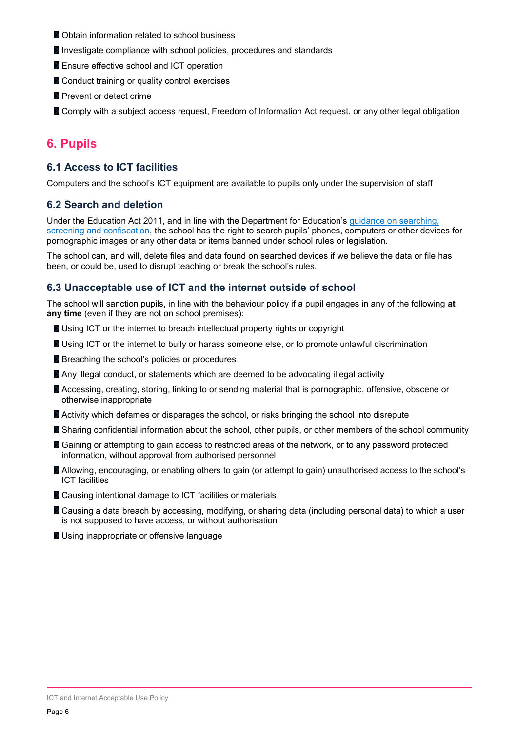- Obtain information related to school business
- Investigate compliance with school policies, procedures and standards
- Ensure effective school and ICT operation
- Conduct training or quality control exercises
- Prevent or detect crime
- Comply with a subject access request, Freedom of Information Act request, or any other legal obligation

## 6. Pupils

### 6.1 Access to ICT facilities

Computers and the school's ICT equipment are available to pupils only under the supervision of staff

### 6.2 Search and deletion

Under the Education Act 2011, and in line with the Department for Education's [guidance on searching, screening and confiscation](), the school has the right to search pupils' phones, computers or other devices for pornographic images or any other data or items banned under school rules or legislation.

The school can, and will, delete files and data found on searched devices if we believe the data or file has been, or could be, used to disrupt teaching or break the school's rules.

### 6.3 Unacceptable use of ICT and the internet outside of school

The school will sanction pupils, in line with the behaviour policy if a pupil engages in any of the following **at any time** (even if they are not on school premises):

- Using ICT or the internet to breach intellectual property rights or copyright
- Using ICT or the internet to bully or harass someone else, or to promote unlawful discrimination
- Breaching the school's policies or procedures
- Any illegal conduct, or statements which are deemed to be advocating illegal activity
- Accessing, creating, storing, linking to or sending material that is pornographic, offensive, obscene or otherwise inappropriate
- Activity which defames or disparages the school, or risks bringing the school into disrepute
- Sharing confidential information about the school, other pupils, or other members of the school community
- Gaining or attempting to gain access to restricted areas of the network, or to any password protected information, without approval from authorised personnel
- Allowing, encouraging, or enabling others to gain (or attempt to gain) unauthorised access to the school's ICT facilities
- Causing intentional damage to ICT facilities or materials
- Causing a data breach by accessing, modifying, or sharing data (including personal data) to which a user is not supposed to have access, or without authorisation
- Using inappropriate or offensive language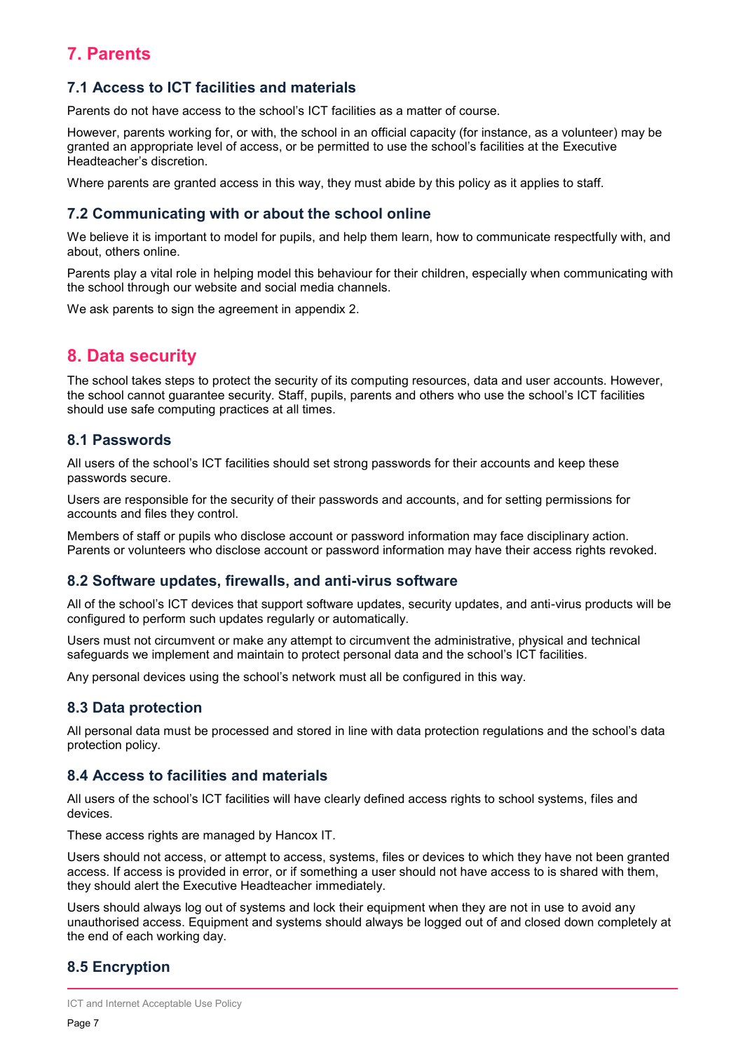## 7. Parents

### 7.1 Access to ICT facilities and materials

Parents do not have access to the school's ICT facilities as a matter of course.

However, parents working for, or with, the school in an official capacity (for instance, as a volunteer) may be granted an appropriate level of access, or be permitted to use the school's facilities at the Executive Headteacher's discretion.

Where parents are granted access in this way, they must abide by this policy as it applies to staff.

### 7.2 Communicating with or about the school online

We believe it is important to model for pupils, and help them learn, how to communicate respectfully with, and about, others online.

Parents play a vital role in helping model this behaviour for their children, especially when communicating with the school through our website and social media channels.

We ask parents to sign the agreement in appendix 2.

## 8. Data security

The school takes steps to protect the security of its computing resources, data and user accounts. However, the school cannot guarantee security. Staff, pupils, parents and others who use the school's ICT facilities should use safe computing practices at all times.

### 8.1 Passwords

All users of the school's ICT facilities should set strong passwords for their accounts and keep these passwords secure.

Users are responsible for the security of their passwords and accounts, and for setting permissions for accounts and files they control.

Members of staff or pupils who disclose account or password information may face disciplinary action. Parents or volunteers who disclose account or password information may have their access rights revoked.

### 8.2 Software updates, firewalls, and anti-virus software

All of the school's ICT devices that support software updates, security updates, and anti-virus products will be configured to perform such updates regularly or automatically.

Users must not circumvent or make any attempt to circumvent the administrative, physical and technical safeguards we implement and maintain to protect personal data and the school's ICT facilities.

Any personal devices using the school's network must all be configured in this way.

### 8.3 Data protection

All personal data must be processed and stored in line with data protection regulations and the school's data protection policy.

### 8.4 Access to facilities and materials

All users of the school's ICT facilities will have clearly defined access rights to school systems, files and devices.

These access rights are managed by Hancox IT.

Users should not access, or attempt to access, systems, files or devices to which they have not been granted access. If access is provided in error, or if something a user should not have access to is shared with them, they should alert the Executive Headteacher immediately.

Users should always log out of systems and lock their equipment when they are not in use to avoid any unauthorised access. Equipment and systems should always be logged out of and closed down completely at the end of each working day.

### 8.5 Encryption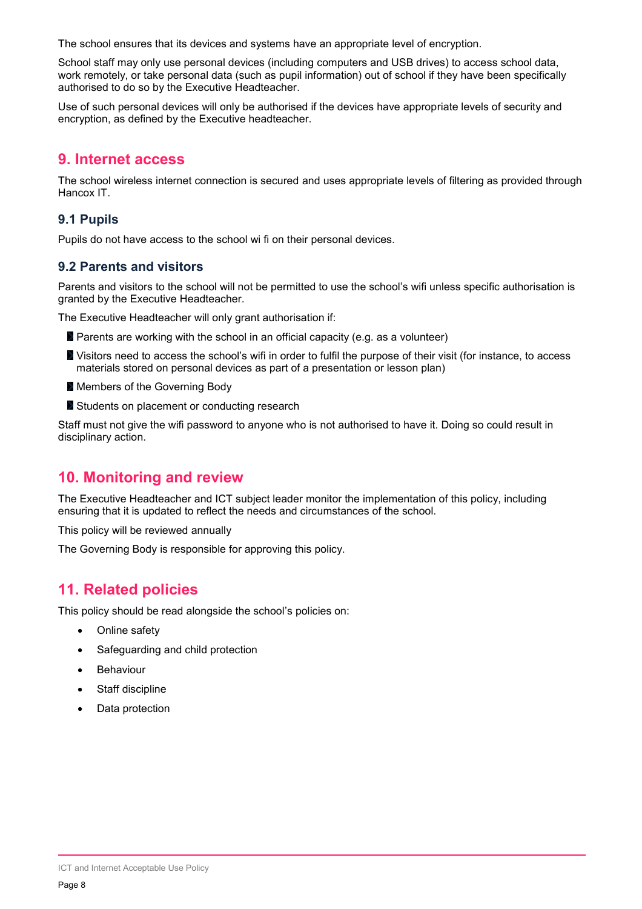The school ensures that its devices and systems have an appropriate level of encryption.

School staff may only use personal devices (including computers and USB drives) to access school data, work remotely, or take personal data (such as pupil information) out of school if they have been specifically authorised to do so by the Executive Headteacher.

Use of such personal devices will only be authorised if the devices have appropriate levels of security and encryption, as defined by the Executive headteacher.

## 9. Internet access

The school wireless internet connection is secured and uses appropriate levels of filtering as provided through Hancox IT.

### 9.1 Pupils

Pupils do not have access to the school wi fi on their personal devices.

### 9.2 Parents and visitors

Parents and visitors to the school will not be permitted to use the school's wifi unless specific authorisation is granted by the Executive Headteacher.

The Executive Headteacher will only grant authorisation if:

- Parents are working with the school in an official capacity (e.g. as a volunteer)
- Visitors need to access the school's wifi in order to fulfil the purpose of their visit (for instance, to access materials stored on personal devices as part of a presentation or lesson plan)
- Members of the Governing Body
- Students on placement or conducting research

Staff must not give the wifi password to anyone who is not authorised to have it. Doing so could result in disciplinary action.

## 10. Monitoring and review

The Executive Headteacher and ICT subject leader monitor the implementation of this policy, including ensuring that it is updated to reflect the needs and circumstances of the school.

This policy will be reviewed annually

The Governing Body is responsible for approving this policy.

## 11. Related policies

This policy should be read alongside the school's policies on:

- Online safety
- Safeguarding and child protection
- Behaviour
- Staff discipline
- Data protection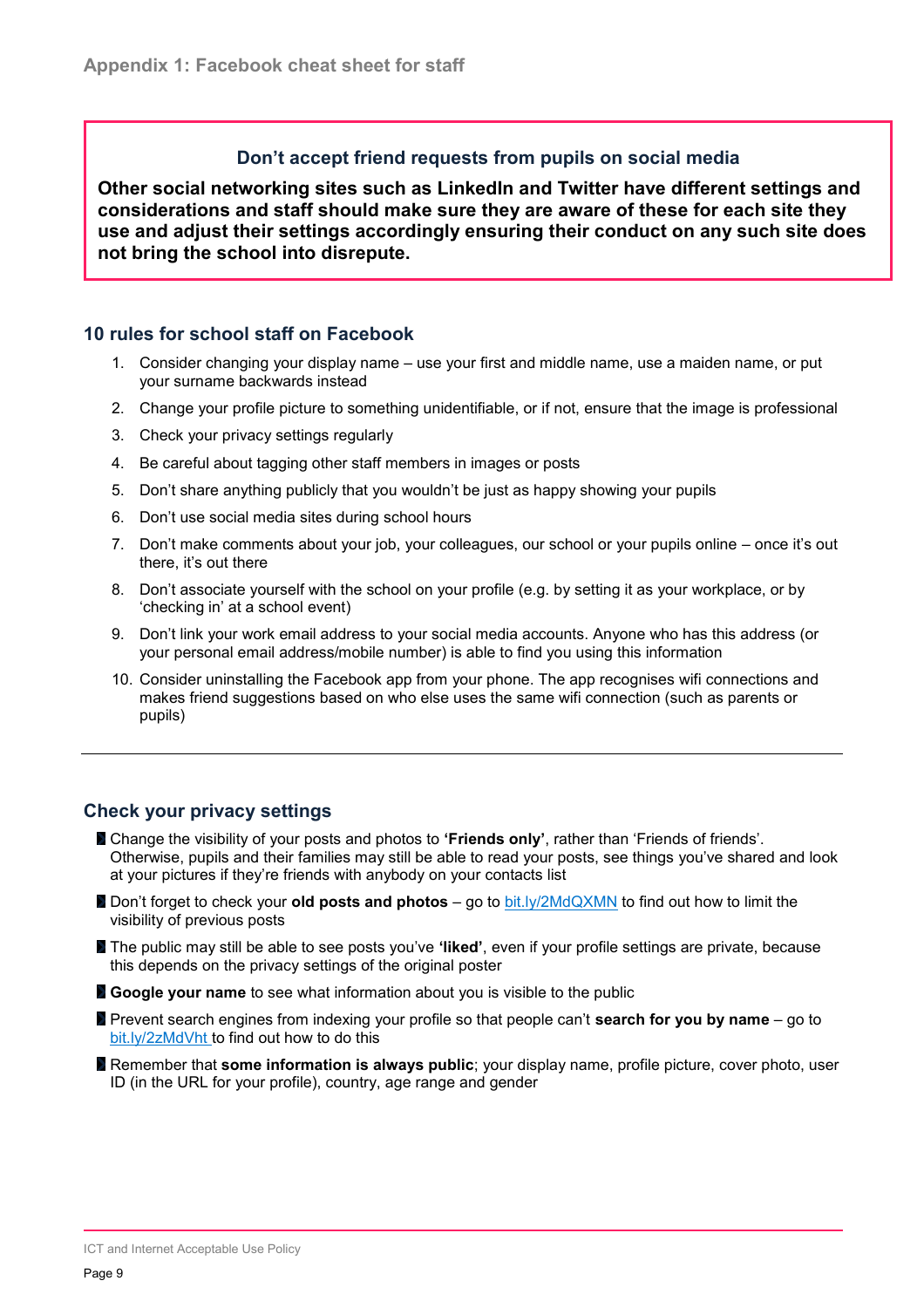## Appendix 1: Facebook cheat sheet for staff

**Don't accept friend requests from pupils on social media**

**Other social networking sites such as LinkedIn and Twitter have different settings and considerations and staff should make sure they are aware of these for each site they use and adjust their settings accordingly ensuring their conduct on any such site does not bring the school into disrepute.**

### 10 rules for school staff on Facebook

1. Consider changing your display name – use your first and middle name, use a maiden name, or put your surname backwards instead
2. Change your profile picture to something unidentifiable, or if not, ensure that the image is professional
3. Check your privacy settings regularly
4. Be careful about tagging other staff members in images or posts
5. Don't share anything publicly that you wouldn't be just as happy showing your pupils
6. Don't use social media sites during school hours
7. Don't make comments about your job, your colleagues, our school or your pupils online – once it's out there, it's out there
8. Don't associate yourself with the school on your profile (e.g. by setting it as your workplace, or by 'checking in' at a school event)
9. Don't link your work email address to your social media accounts. Anyone who has this address (or your personal email address/mobile number) is able to find you using this information
10. Consider uninstalling the Facebook app from your phone. The app recognises wifi connections and makes friend suggestions based on who else uses the same wifi connection (such as parents or pupils)

---

### Check your privacy settings

- Change the visibility of your posts and photos to **'Friends only'**, rather than 'Friends of friends'. Otherwise, pupils and their families may still be able to read your posts, see things you've shared and look at your pictures if they're friends with anybody on your contacts list
- Don't forget to check your **old posts and photos** – go to bit.ly/2MdQXMN to find out how to limit the visibility of previous posts
- The public may still be able to see posts you've **'liked'**, even if your profile settings are private, because this depends on the privacy settings of the original poster
- **Google your name** to see what information about you is visible to the public
- Prevent search engines from indexing your profile so that people can't **search for you by name** – go to bit.ly/2zMdVht to find out how to do this
- Remember that **some information is always public**; your display name, profile picture, cover photo, user ID (in the URL for your profile), country, age range and gender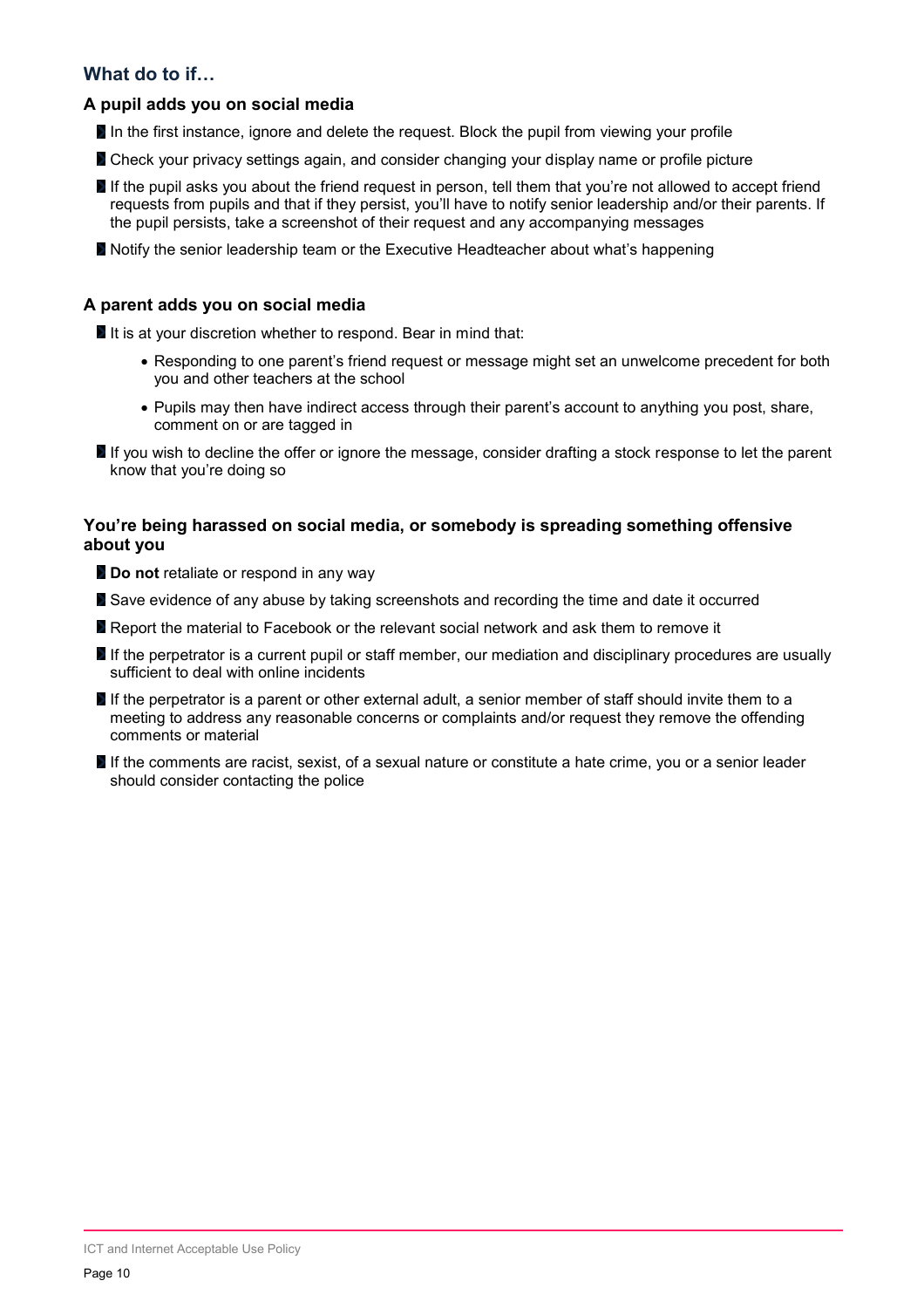## What do to if…

### A pupil adds you on social media

- In the first instance, ignore and delete the request. Block the pupil from viewing your profile
- Check your privacy settings again, and consider changing your display name or profile picture
- If the pupil asks you about the friend request in person, tell them that you're not allowed to accept friend requests from pupils and that if they persist, you'll have to notify senior leadership and/or their parents. If the pupil persists, take a screenshot of their request and any accompanying messages
- Notify the senior leadership team or the Executive Headteacher about what's happening

### A parent adds you on social media

- It is at your discretion whether to respond. Bear in mind that:
  - Responding to one parent's friend request or message might set an unwelcome precedent for both you and other teachers at the school
  - Pupils may then have indirect access through their parent's account to anything you post, share, comment on or are tagged in
- If you wish to decline the offer or ignore the message, consider drafting a stock response to let the parent know that you're doing so

### You're being harassed on social media, or somebody is spreading something offensive about you

- **Do not** retaliate or respond in any way
- Save evidence of any abuse by taking screenshots and recording the time and date it occurred
- Report the material to Facebook or the relevant social network and ask them to remove it
- If the perpetrator is a current pupil or staff member, our mediation and disciplinary procedures are usually sufficient to deal with online incidents
- If the perpetrator is a parent or other external adult, a senior member of staff should invite them to a meeting to address any reasonable concerns or complaints and/or request they remove the offending comments or material
- If the comments are racist, sexist, of a sexual nature or constitute a hate crime, you or a senior leader should consider contacting the police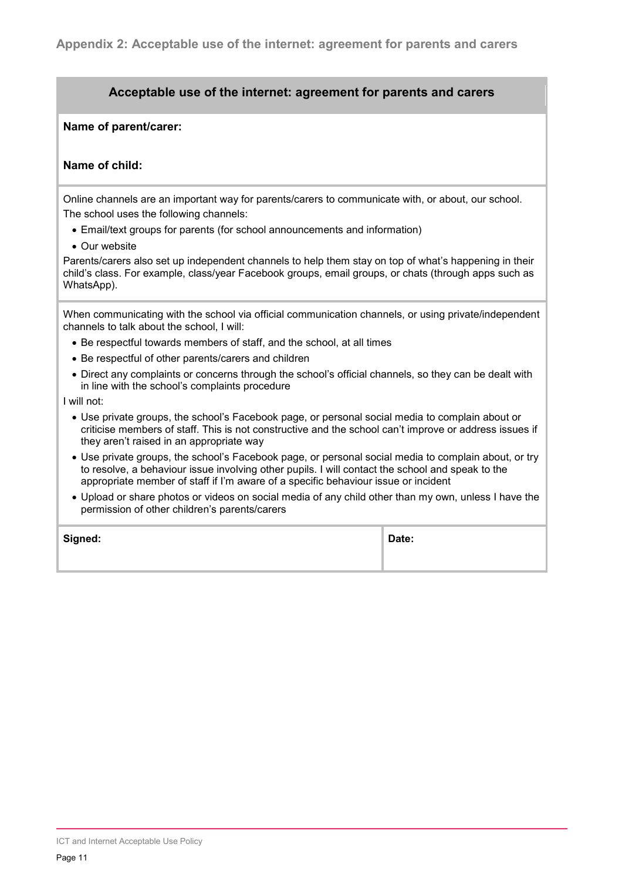## Appendix 2: Acceptable use of the internet: agreement for parents and carers

### Acceptable use of the internet: agreement for parents and carers

**Name of parent/carer:**

**Name of child:**

Online channels are an important way for parents/carers to communicate with, or about, our school. The school uses the following channels:

- Email/text groups for parents (for school announcements and information)
- Our website

Parents/carers also set up independent channels to help them stay on top of what's happening in their child's class. For example, class/year Facebook groups, email groups, or chats (through apps such as WhatsApp).

When communicating with the school via official communication channels, or using private/independent channels to talk about the school, I will:

- Be respectful towards members of staff, and the school, at all times
- Be respectful of other parents/carers and children
- Direct any complaints or concerns through the school's official channels, so they can be dealt with in line with the school's complaints procedure

I will not:

- Use private groups, the school's Facebook page, or personal social media to complain about or criticise members of staff. This is not constructive and the school can't improve or address issues if they aren't raised in an appropriate way
- Use private groups, the school's Facebook page, or personal social media to complain about, or try to resolve, a behaviour issue involving other pupils. I will contact the school and speak to the appropriate member of staff if I'm aware of a specific behaviour issue or incident
- Upload or share photos or videos on social media of any child other than my own, unless I have the permission of other children's parents/carers

| **Signed:** | **Date:** |
| --- | --- |
| | |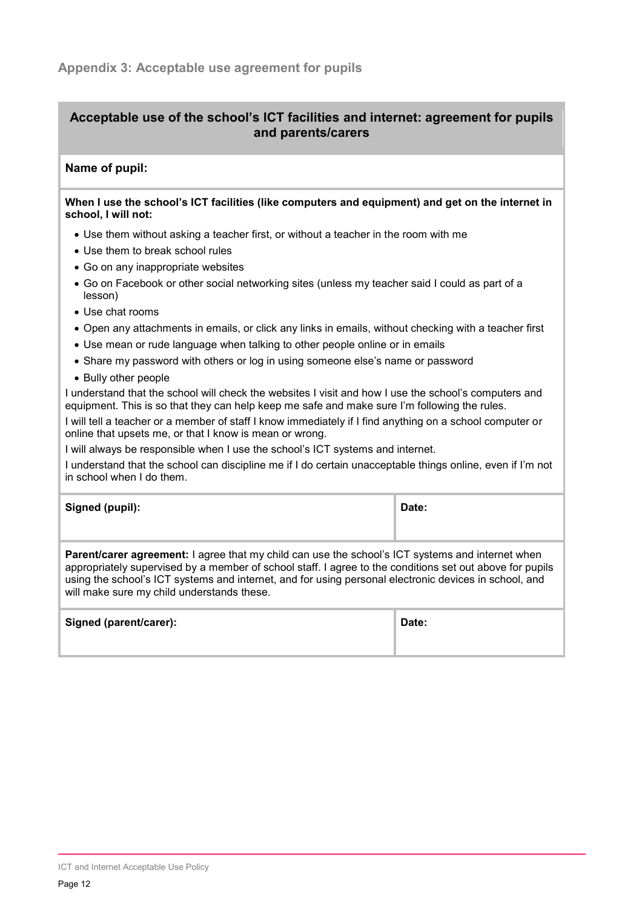## Appendix 3: Acceptable use agreement for pupils

### Acceptable use of the school's ICT facilities and internet: agreement for pupils and parents/carers

**Name of pupil:**

**When I use the school's ICT facilities (like computers and equipment) and get on the internet in school, I will not:**

- Use them without asking a teacher first, or without a teacher in the room with me
- Use them to break school rules
- Go on any inappropriate websites
- Go on Facebook or other social networking sites (unless my teacher said I could as part of a lesson)
- Use chat rooms
- Open any attachments in emails, or click any links in emails, without checking with a teacher first
- Use mean or rude language when talking to other people online or in emails
- Share my password with others or log in using someone else's name or password
- Bully other people

I understand that the school will check the websites I visit and how I use the school's computers and equipment. This is so that they can help keep me safe and make sure I'm following the rules.

I will tell a teacher or a member of staff I know immediately if I find anything on a school computer or online that upsets me, or that I know is mean or wrong.

I will always be responsible when I use the school's ICT systems and internet.

I understand that the school can discipline me if I do certain unacceptable things online, even if I'm not in school when I do them.

| Signed (pupil): | Date: |
| --- | --- |

**Parent/carer agreement:** I agree that my child can use the school's ICT systems and internet when appropriately supervised by a member of school staff. I agree to the conditions set out above for pupils using the school's ICT systems and internet, and for using personal electronic devices in school, and will make sure my child understands these.

| Signed (parent/carer): | Date: |
| --- | --- |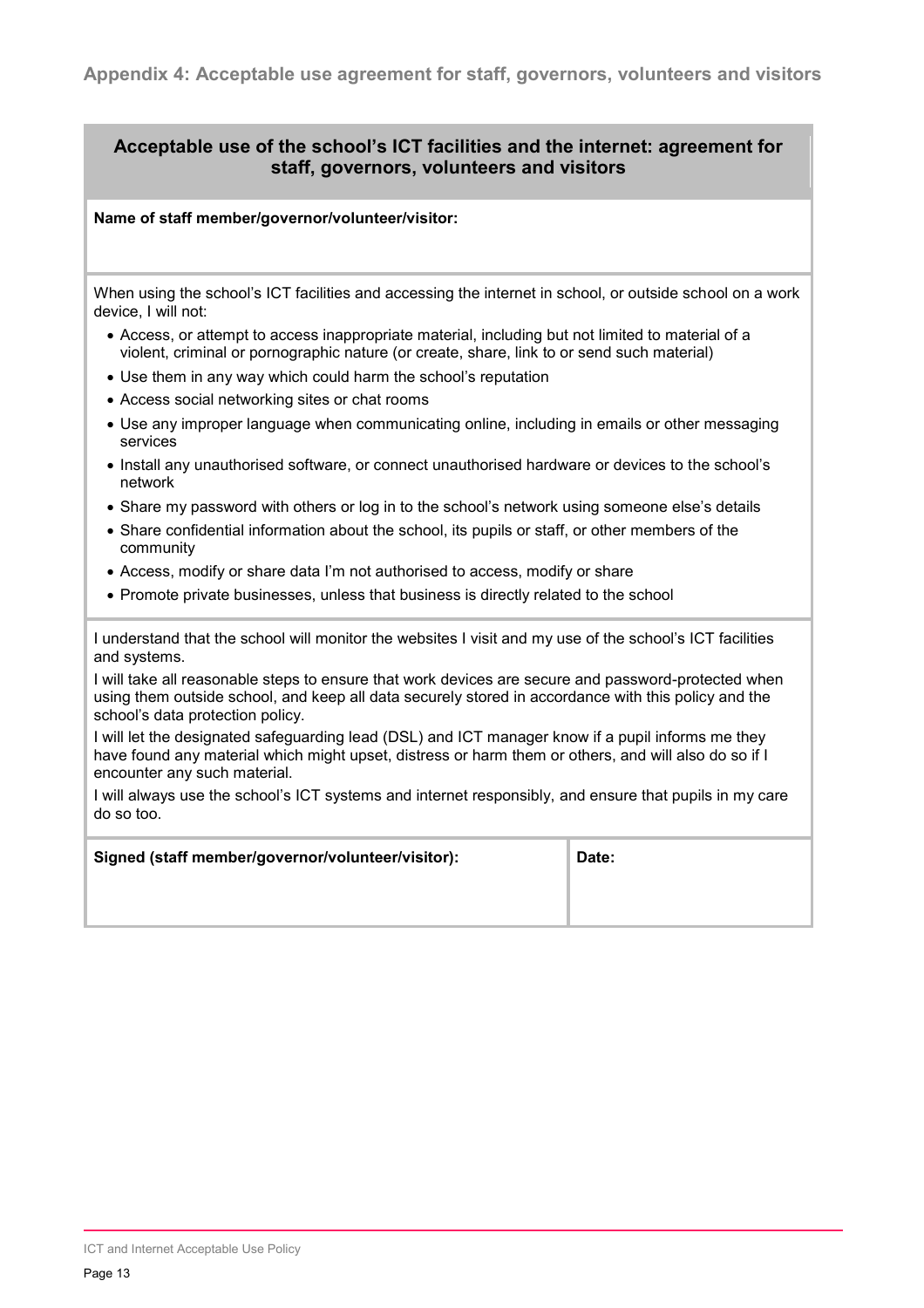## Appendix 4: Acceptable use agreement for staff, governors, volunteers and visitors

### Acceptable use of the school's ICT facilities and the internet: agreement for staff, governors, volunteers and visitors

**Name of staff member/governor/volunteer/visitor:**

When using the school's ICT facilities and accessing the internet in school, or outside school on a work device, I will not:

- Access, or attempt to access inappropriate material, including but not limited to material of a violent, criminal or pornographic nature (or create, share, link to or send such material)
- Use them in any way which could harm the school's reputation
- Access social networking sites or chat rooms
- Use any improper language when communicating online, including in emails or other messaging services
- Install any unauthorised software, or connect unauthorised hardware or devices to the school's network
- Share my password with others or log in to the school's network using someone else's details
- Share confidential information about the school, its pupils or staff, or other members of the community
- Access, modify or share data I'm not authorised to access, modify or share
- Promote private businesses, unless that business is directly related to the school

I understand that the school will monitor the websites I visit and my use of the school's ICT facilities and systems.

I will take all reasonable steps to ensure that work devices are secure and password-protected when using them outside school, and keep all data securely stored in accordance with this policy and the school's data protection policy.

I will let the designated safeguarding lead (DSL) and ICT manager know if a pupil informs me they have found any material which might upset, distress or harm them or others, and will also do so if I encounter any such material.

I will always use the school's ICT systems and internet responsibly, and ensure that pupils in my care do so too.

| | |
|---|---|
| **Signed (staff member/governor/volunteer/visitor):** | **Date:** |